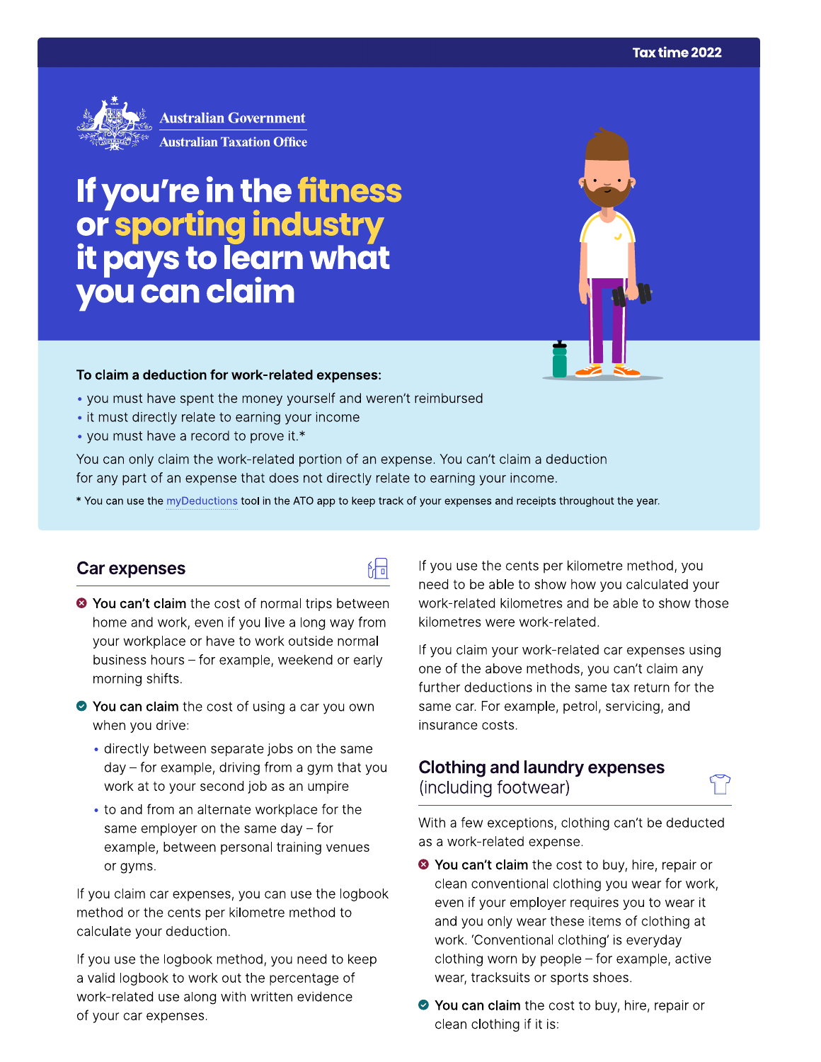Tax time 2022

Australian Government
Australian Taxation Office

# If you're in the fitness or sporting industry it pays to learn what you can claim

**To claim a deduction for work-related expenses:**

- you must have spent the money yourself and weren't reimbursed
- it must directly relate to earning your income
- you must have a record to prove it.*

You can only claim the work-related portion of an expense. You can't claim a deduction for any part of an expense that does not directly relate to earning your income.

* You can use the myDeductions tool in the ATO app to keep track of your expenses and receipts throughout the year.

## Car expenses

- **You can't claim** the cost of normal trips between home and work, even if you live a long way from your workplace or have to work outside normal business hours – for example, weekend or early morning shifts.
- **You can claim** the cost of using a car you own when you drive:
  - directly between separate jobs on the same day – for example, driving from a gym that you work at to your second job as an umpire
  - to and from an alternate workplace for the same employer on the same day – for example, between personal training venues or gyms.

If you claim car expenses, you can use the logbook method or the cents per kilometre method to calculate your deduction.

If you use the logbook method, you need to keep a valid logbook to work out the percentage of work-related use along with written evidence of your car expenses.

If you use the cents per kilometre method, you need to be able to show how you calculated your work-related kilometres and be able to show those kilometres were work-related.

If you claim your work-related car expenses using one of the above methods, you can't claim any further deductions in the same tax return for the same car. For example, petrol, servicing, and insurance costs.

## Clothing and laundry expenses (including footwear)

With a few exceptions, clothing can't be deducted as a work-related expense.

- **You can't claim** the cost to buy, hire, repair or clean conventional clothing you wear for work, even if your employer requires you to wear it and you only wear these items of clothing at work. 'Conventional clothing' is everyday clothing worn by people – for example, active wear, tracksuits or sports shoes.
- **You can claim** the cost to buy, hire, repair or clean clothing if it is: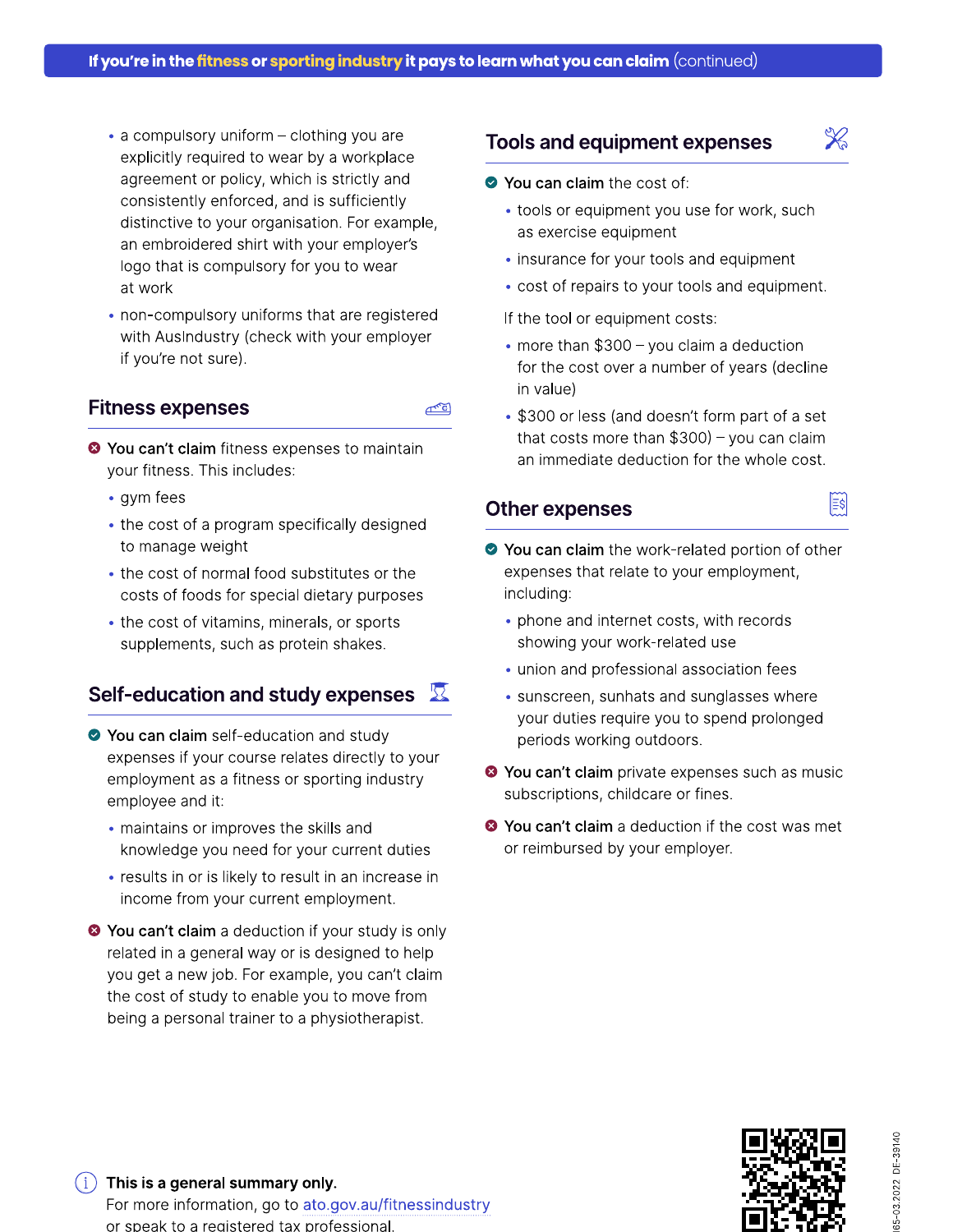**If you're in the fitness or sporting industry it pays to learn what you can claim** (continued)

- a compulsory uniform – clothing you are explicitly required to wear by a workplace agreement or policy, which is strictly and consistently enforced, and is sufficiently distinctive to your organisation. For example, an embroidered shirt with your employer's logo that is compulsory for you to wear at work
- non-compulsory uniforms that are registered with AusIndustry (check with your employer if you're not sure).

## Fitness expenses

**You can't claim** fitness expenses to maintain your fitness. This includes:

- gym fees
- the cost of a program specifically designed to manage weight
- the cost of normal food substitutes or the costs of foods for special dietary purposes
- the cost of vitamins, minerals, or sports supplements, such as protein shakes.

## Self-education and study expenses

**You can claim** self-education and study expenses if your course relates directly to your employment as a fitness or sporting industry employee and it:

- maintains or improves the skills and knowledge you need for your current duties
- results in or is likely to result in an increase in income from your current employment.

**You can't claim** a deduction if your study is only related in a general way or is designed to help you get a new job. For example, you can't claim the cost of study to enable you to move from being a personal trainer to a physiotherapist.

## Tools and equipment expenses

**You can claim** the cost of:

- tools or equipment you use for work, such as exercise equipment
- insurance for your tools and equipment
- cost of repairs to your tools and equipment.

If the tool or equipment costs:

- more than $300 – you claim a deduction for the cost over a number of years (decline in value)
- $300 or less (and doesn't form part of a set that costs more than $300) – you can claim an immediate deduction for the whole cost.

## Other expenses

**You can claim** the work-related portion of other expenses that relate to your employment, including:

- phone and internet costs, with records showing your work-related use
- union and professional association fees
- sunscreen, sunhats and sunglasses where your duties require you to spend prolonged periods working outdoors.

**You can't claim** private expenses such as music subscriptions, childcare or fines.

**You can't claim** a deduction if the cost was met or reimbursed by your employer.

**This is a general summary only.**
For more information, go to ato.gov.au/fitnessindustry or speak to a registered tax professional.